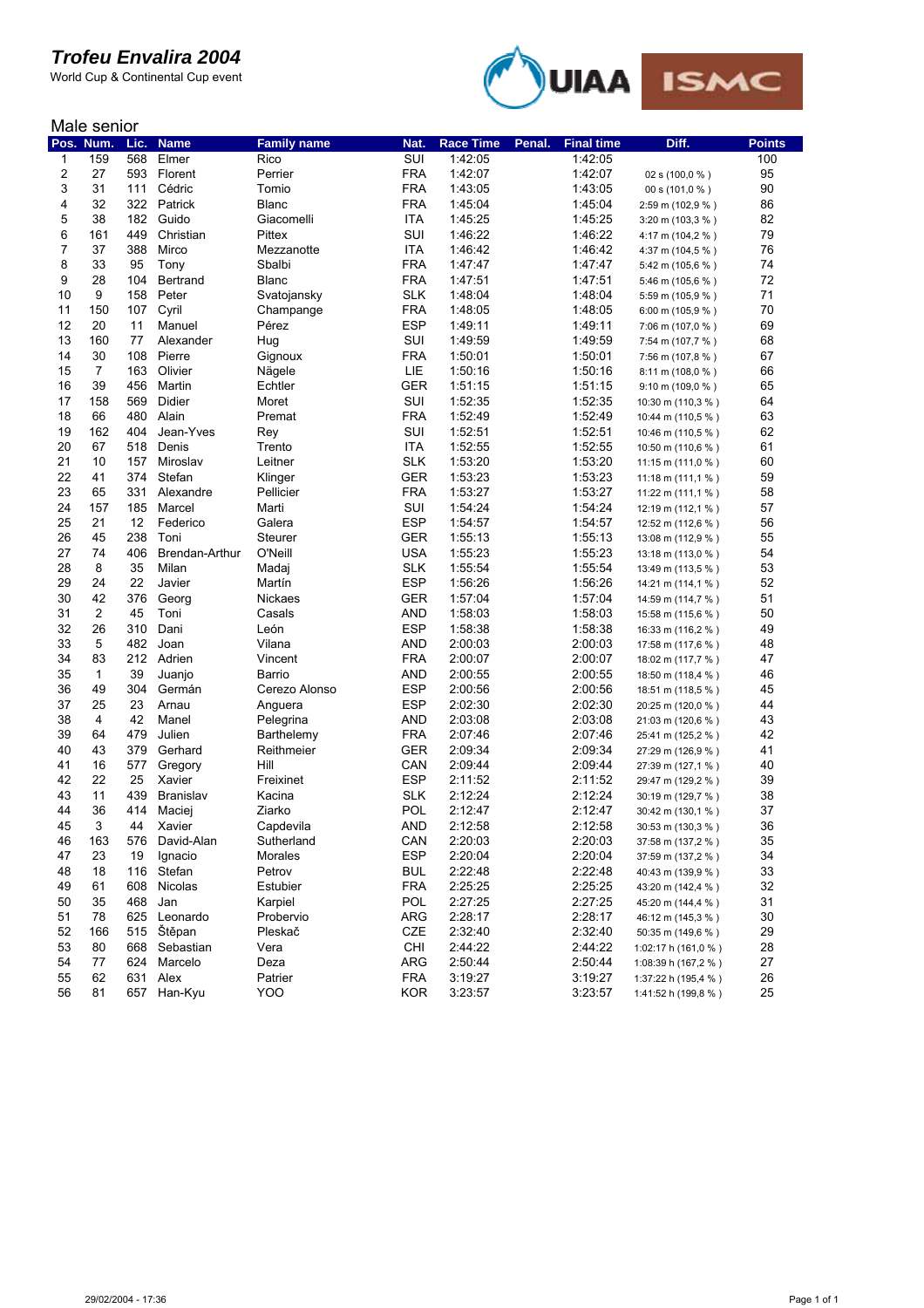# Trofeu Envalira 2004

World Cup & Continental Cup event

## Male senior

| Pos. | Num. | Lic. | Name | Family name | Nat. | Race Time | Penal. | Final time | Diff. | Points |
|---|---|---|---|---|---|---|---|---|---|---|
| 1 | 159 | 568 | Elmer | Rico | SUI | 1:42:05 | | 1:42:05 | | 100 |
| 2 | 27 | 593 | Florent | Perrier | FRA | 1:42:07 | | 1:42:07 | 02 s (100,0 % ) | 95 |
| 3 | 31 | 111 | Cédric | Tomio | FRA | 1:43:05 | | 1:43:05 | 00 s (101,0 % ) | 90 |
| 4 | 32 | 322 | Patrick | Blanc | FRA | 1:45:04 | | 1:45:04 | 2:59 m (102,9 % ) | 86 |
| 5 | 38 | 182 | Guido | Giacomelli | ITA | 1:45:25 | | 1:45:25 | 3:20 m (103,3 % ) | 82 |
| 6 | 161 | 449 | Christian | Pittex | SUI | 1:46:22 | | 1:46:22 | 4:17 m (104,2 % ) | 79 |
| 7 | 37 | 388 | Mirco | Mezzanotte | ITA | 1:46:42 | | 1:46:42 | 4:37 m (104,5 % ) | 76 |
| 8 | 33 | 95 | Tony | Sbalbi | FRA | 1:47:47 | | 1:47:47 | 5:42 m (105,6 % ) | 74 |
| 9 | 28 | 104 | Bertrand | Blanc | FRA | 1:47:51 | | 1:47:51 | 5:46 m (105,6 % ) | 72 |
| 10 | 9 | 158 | Peter | Svatojansky | SLK | 1:48:04 | | 1:48:04 | 5:59 m (105,9 % ) | 71 |
| 11 | 150 | 107 | Cyril | Champange | FRA | 1:48:05 | | 1:48:05 | 6:00 m (105,9 % ) | 70 |
| 12 | 20 | 11 | Manuel | Pérez | ESP | 1:49:11 | | 1:49:11 | 7:06 m (107,0 % ) | 69 |
| 13 | 160 | 77 | Alexander | Hug | SUI | 1:49:59 | | 1:49:59 | 7:54 m (107,7 % ) | 68 |
| 14 | 30 | 108 | Pierre | Gignoux | FRA | 1:50:01 | | 1:50:01 | 7:56 m (107,8 % ) | 67 |
| 15 | 7 | 163 | Olivier | Nägele | LIE | 1:50:16 | | 1:50:16 | 8:11 m (108,0 % ) | 66 |
| 16 | 39 | 456 | Martin | Echtler | GER | 1:51:15 | | 1:51:15 | 9:10 m (109,0 % ) | 65 |
| 17 | 158 | 569 | Didier | Moret | SUI | 1:52:35 | | 1:52:35 | 10:30 m (110,3 % ) | 64 |
| 18 | 66 | 480 | Alain | Premat | FRA | 1:52:49 | | 1:52:49 | 10:44 m (110,5 % ) | 63 |
| 19 | 162 | 404 | Jean-Yves | Rey | SUI | 1:52:51 | | 1:52:51 | 10:46 m (110,5 % ) | 62 |
| 20 | 67 | 518 | Denis | Trento | ITA | 1:52:55 | | 1:52:55 | 10:50 m (110,6 % ) | 61 |
| 21 | 10 | 157 | Miroslav | Leitner | SLK | 1:53:20 | | 1:53:20 | 11:15 m (111,0 % ) | 60 |
| 22 | 41 | 374 | Stefan | Klinger | GER | 1:53:23 | | 1:53:23 | 11:18 m (111,1 % ) | 59 |
| 23 | 65 | 331 | Alexandre | Pellicier | FRA | 1:53:27 | | 1:53:27 | 11:22 m (111,1 % ) | 58 |
| 24 | 157 | 185 | Marcel | Marti | SUI | 1:54:24 | | 1:54:24 | 12:19 m (112,1 % ) | 57 |
| 25 | 21 | 12 | Federico | Galera | ESP | 1:54:57 | | 1:54:57 | 12:52 m (112,6 % ) | 56 |
| 26 | 45 | 238 | Toni | Steurer | GER | 1:55:13 | | 1:55:13 | 13:08 m (112,9 % ) | 55 |
| 27 | 74 | 406 | Brendan-Arthur | O'Neill | USA | 1:55:23 | | 1:55:23 | 13:18 m (113,0 % ) | 54 |
| 28 | 8 | 35 | Milan | Madaj | SLK | 1:55:54 | | 1:55:54 | 13:49 m (113,5 % ) | 53 |
| 29 | 24 | 22 | Javier | Martín | ESP | 1:56:26 | | 1:56:26 | 14:21 m (114,1 % ) | 52 |
| 30 | 42 | 376 | Georg | Nickaes | GER | 1:57:04 | | 1:57:04 | 14:59 m (114,7 % ) | 51 |
| 31 | 2 | 45 | Toni | Casals | AND | 1:58:03 | | 1:58:03 | 15:58 m (115,6 % ) | 50 |
| 32 | 26 | 310 | Dani | León | ESP | 1:58:38 | | 1:58:38 | 16:33 m (116,2 % ) | 49 |
| 33 | 5 | 482 | Joan | Vilana | AND | 2:00:03 | | 2:00:03 | 17:58 m (117,6 % ) | 48 |
| 34 | 83 | 212 | Adrien | Vincent | FRA | 2:00:07 | | 2:00:07 | 18:02 m (117,7 % ) | 47 |
| 35 | 1 | 39 | Juanjo | Barrio | AND | 2:00:55 | | 2:00:55 | 18:50 m (118,4 % ) | 46 |
| 36 | 49 | 304 | Germán | Cerezo Alonso | ESP | 2:00:56 | | 2:00:56 | 18:51 m (118,5 % ) | 45 |
| 37 | 25 | 23 | Arnau | Anguera | ESP | 2:02:30 | | 2:02:30 | 20:25 m (120,0 % ) | 44 |
| 38 | 4 | 42 | Manel | Pelegrina | AND | 2:03:08 | | 2:03:08 | 21:03 m (120,6 % ) | 43 |
| 39 | 64 | 479 | Julien | Barthelemy | FRA | 2:07:46 | | 2:07:46 | 25:41 m (125,2 % ) | 42 |
| 40 | 43 | 379 | Gerhard | Reithmeier | GER | 2:09:34 | | 2:09:34 | 27:29 m (126,9 % ) | 41 |
| 41 | 16 | 577 | Gregory | Hill | CAN | 2:09:44 | | 2:09:44 | 27:39 m (127,1 % ) | 40 |
| 42 | 22 | 25 | Xavier | Freixinet | ESP | 2:11:52 | | 2:11:52 | 29:47 m (129,2 % ) | 39 |
| 43 | 11 | 439 | Branislav | Kacina | SLK | 2:12:24 | | 2:12:24 | 30:19 m (129,7 % ) | 38 |
| 44 | 36 | 414 | Maciej | Ziarko | POL | 2:12:47 | | 2:12:47 | 30:42 m (130,1 % ) | 37 |
| 45 | 3 | 44 | Xavier | Capdevila | AND | 2:12:58 | | 2:12:58 | 30:53 m (130,3 % ) | 36 |
| 46 | 163 | 576 | David-Alan | Sutherland | CAN | 2:20:03 | | 2:20:03 | 37:58 m (137,2 % ) | 35 |
| 47 | 23 | 19 | Ignacio | Morales | ESP | 2:20:04 | | 2:20:04 | 37:59 m (137,2 % ) | 34 |
| 48 | 18 | 116 | Stefan | Petrov | BUL | 2:22:48 | | 2:22:48 | 40:43 m (139,9 % ) | 33 |
| 49 | 61 | 608 | Nicolas | Estubier | FRA | 2:25:25 | | 2:25:25 | 43:20 m (142,4 % ) | 32 |
| 50 | 35 | 468 | Jan | Karpiel | POL | 2:27:25 | | 2:27:25 | 45:20 m (144,4 % ) | 31 |
| 51 | 78 | 625 | Leonardo | Probervio | ARG | 2:28:17 | | 2:28:17 | 46:12 m (145,3 % ) | 30 |
| 52 | 166 | 515 | Štěpan | Pleskač | CZE | 2:32:40 | | 2:32:40 | 50:35 m (149,6 % ) | 29 |
| 53 | 80 | 668 | Sebastian | Vera | CHI | 2:44:22 | | 2:44:22 | 1:02:17 h (161,0 % ) | 28 |
| 54 | 77 | 624 | Marcelo | Deza | ARG | 2:50:44 | | 2:50:44 | 1:08:39 h (167,2 % ) | 27 |
| 55 | 62 | 631 | Alex | Patrier | FRA | 3:19:27 | | 3:19:27 | 1:37:22 h (195,4 % ) | 26 |
| 56 | 81 | 657 | Han-Kyu | YOO | KOR | 3:23:57 | | 3:23:57 | 1:41:52 h (199,8 % ) | 25 |

29/02/2004 - 17:36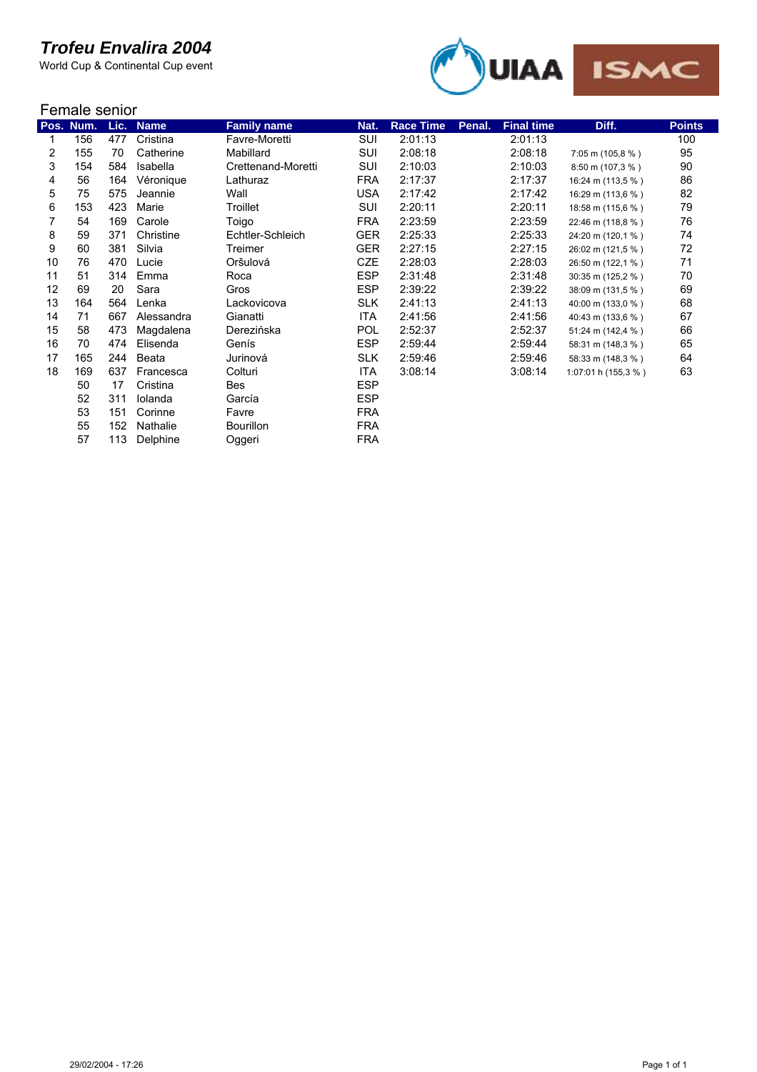# Trofeu Envalira 2004

World Cup & Continental Cup event

## Female senior

| Pos. | Num. | Lic. | Name | Family name | Nat. | Race Time | Penal. | Final time | Diff. | Points |
|---|---|---|---|---|---|---|---|---|---|---|
| 1 | 156 | 477 | Cristina | Favre-Moretti | SUI | 2:01:13 | | 2:01:13 | | 100 |
| 2 | 155 | 70 | Catherine | Mabillard | SUI | 2:08:18 | | 2:08:18 | 7:05 m (105,8 % ) | 95 |
| 3 | 154 | 584 | Isabella | Crettenand-Moretti | SUI | 2:10:03 | | 2:10:03 | 8:50 m (107,3 % ) | 90 |
| 4 | 56 | 164 | Véronique | Lathuraz | FRA | 2:17:37 | | 2:17:37 | 16:24 m (113,5 % ) | 86 |
| 5 | 75 | 575 | Jeannie | Wall | USA | 2:17:42 | | 2:17:42 | 16:29 m (113,6 % ) | 82 |
| 6 | 153 | 423 | Marie | Troillet | SUI | 2:20:11 | | 2:20:11 | 18:58 m (115,6 % ) | 79 |
| 7 | 54 | 169 | Carole | Toigo | FRA | 2:23:59 | | 2:23:59 | 22:46 m (118,8 % ) | 76 |
| 8 | 59 | 371 | Christine | Echtler-Schleich | GER | 2:25:33 | | 2:25:33 | 24:20 m (120,1 % ) | 74 |
| 9 | 60 | 381 | Silvia | Treimer | GER | 2:27:15 | | 2:27:15 | 26:02 m (121,5 % ) | 72 |
| 10 | 76 | 470 | Lucie | Oršulová | CZE | 2:28:03 | | 2:28:03 | 26:50 m (122,1 % ) | 71 |
| 11 | 51 | 314 | Emma | Roca | ESP | 2:31:48 | | 2:31:48 | 30:35 m (125,2 % ) | 70 |
| 12 | 69 | 20 | Sara | Gros | ESP | 2:39:22 | | 2:39:22 | 38:09 m (131,5 % ) | 69 |
| 13 | 164 | 564 | Lenka | Lackovicova | SLK | 2:41:13 | | 2:41:13 | 40:00 m (133,0 % ) | 68 |
| 14 | 71 | 667 | Alessandra | Gianatti | ITA | 2:41:56 | | 2:41:56 | 40:43 m (133,6 % ) | 67 |
| 15 | 58 | 473 | Magdalena | Derezińska | POL | 2:52:37 | | 2:52:37 | 51:24 m (142,4 % ) | 66 |
| 16 | 70 | 474 | Elisenda | Genís | ESP | 2:59:44 | | 2:59:44 | 58:31 m (148,3 % ) | 65 |
| 17 | 165 | 244 | Beata | Jurinová | SLK | 2:59:46 | | 2:59:46 | 58:33 m (148,3 % ) | 64 |
| 18 | 169 | 637 | Francesca | Colturi | ITA | 3:08:14 | | 3:08:14 | 1:07:01 h (155,3 % ) | 63 |
| | 50 | 17 | Cristina | Bes | ESP | | | | | |
| | 52 | 311 | Iolanda | García | ESP | | | | | |
| | 53 | 151 | Corinne | Favre | FRA | | | | | |
| | 55 | 152 | Nathalie | Bourillon | FRA | | | | | |
| | 57 | 113 | Delphine | Oggeri | FRA | | | | | |

29/02/2004 - 17:26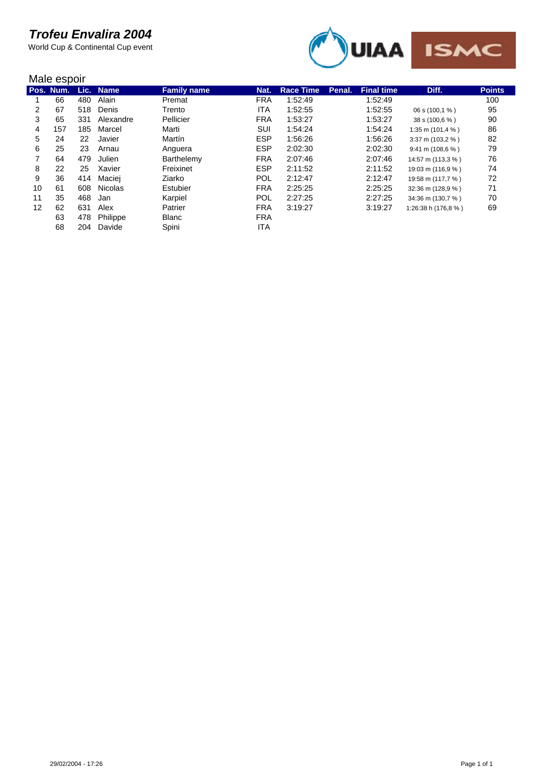# *Trofeu Envalira 2004*

World Cup & Continental Cup event

## Male espoir

| Pos. | Num. | Lic. | Name | Family name | Nat. | Race Time | Penal. | Final time | Diff. | Points |
|---|---|---|---|---|---|---|---|---|---|---|
| 1 | 66 | 480 | Alain | Premat | FRA | 1:52:49 | | 1:52:49 | | 100 |
| 2 | 67 | 518 | Denis | Trento | ITA | 1:52:55 | | 1:52:55 | 06 s (100,1 % ) | 95 |
| 3 | 65 | 331 | Alexandre | Pellicier | FRA | 1:53:27 | | 1:53:27 | 38 s (100,6 % ) | 90 |
| 4 | 157 | 185 | Marcel | Marti | SUI | 1:54:24 | | 1:54:24 | 1:35 m (101,4 % ) | 86 |
| 5 | 24 | 22 | Javier | Martín | ESP | 1:56:26 | | 1:56:26 | 3:37 m (103,2 % ) | 82 |
| 6 | 25 | 23 | Arnau | Anguera | ESP | 2:02:30 | | 2:02:30 | 9:41 m (108,6 % ) | 79 |
| 7 | 64 | 479 | Julien | Barthelemy | FRA | 2:07:46 | | 2:07:46 | 14:57 m (113,3 % ) | 76 |
| 8 | 22 | 25 | Xavier | Freixinet | ESP | 2:11:52 | | 2:11:52 | 19:03 m (116,9 % ) | 74 |
| 9 | 36 | 414 | Maciej | Ziarko | POL | 2:12:47 | | 2:12:47 | 19:58 m (117,7 % ) | 72 |
| 10 | 61 | 608 | Nicolas | Estubier | FRA | 2:25:25 | | 2:25:25 | 32:36 m (128,9 % ) | 71 |
| 11 | 35 | 468 | Jan | Karpiel | POL | 2:27:25 | | 2:27:25 | 34:36 m (130,7 % ) | 70 |
| 12 | 62 | 631 | Alex | Patrier | FRA | 3:19:27 | | 3:19:27 | 1:26:38 h (176,8 % ) | 69 |
| | 63 | 478 | Philippe | Blanc | FRA | | | | | |
| | 68 | 204 | Davide | Spini | ITA | | | | | |

29/02/2004 - 17:26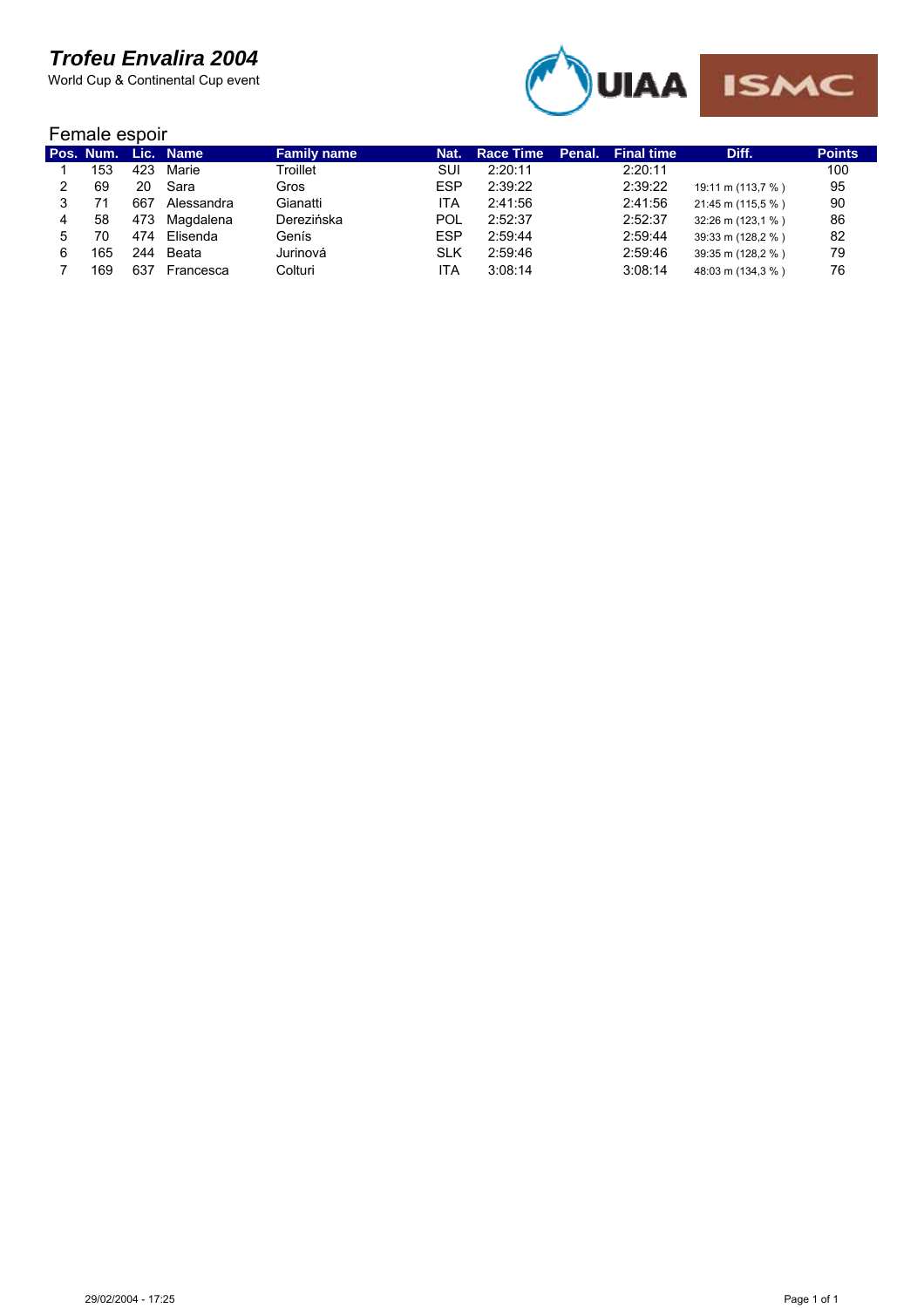# *Trofeu Envalira 2004*

World Cup & Continental Cup event

## Female espoir

| Pos. | Num. | Lic. | Name | Family name | Nat. | Race Time | Penal. | Final time | Diff. | Points |
|---|---|---|---|---|---|---|---|---|---|---|
| 1 | 153 | 423 | Marie | Troillet | SUI | 2:20:11 | | 2:20:11 | | 100 |
| 2 | 69 | 20 | Sara | Gros | ESP | 2:39:22 | | 2:39:22 | 19:11 m (113,7 % ) | 95 |
| 3 | 71 | 667 | Alessandra | Gianatti | ITA | 2:41:56 | | 2:41:56 | 21:45 m (115,5 % ) | 90 |
| 4 | 58 | 473 | Magdalena | Dereziñska | POL | 2:52:37 | | 2:52:37 | 32:26 m (123,1 % ) | 86 |
| 5 | 70 | 474 | Elisenda | Genís | ESP | 2:59:44 | | 2:59:44 | 39:33 m (128,2 % ) | 82 |
| 6 | 165 | 244 | Beata | Jurinová | SLK | 2:59:46 | | 2:59:46 | 39:35 m (128,2 % ) | 79 |
| 7 | 169 | 637 | Francesca | Colturi | ITA | 3:08:14 | | 3:08:14 | 48:03 m (134,3 % ) | 76 |

29/02/2004 - 17:25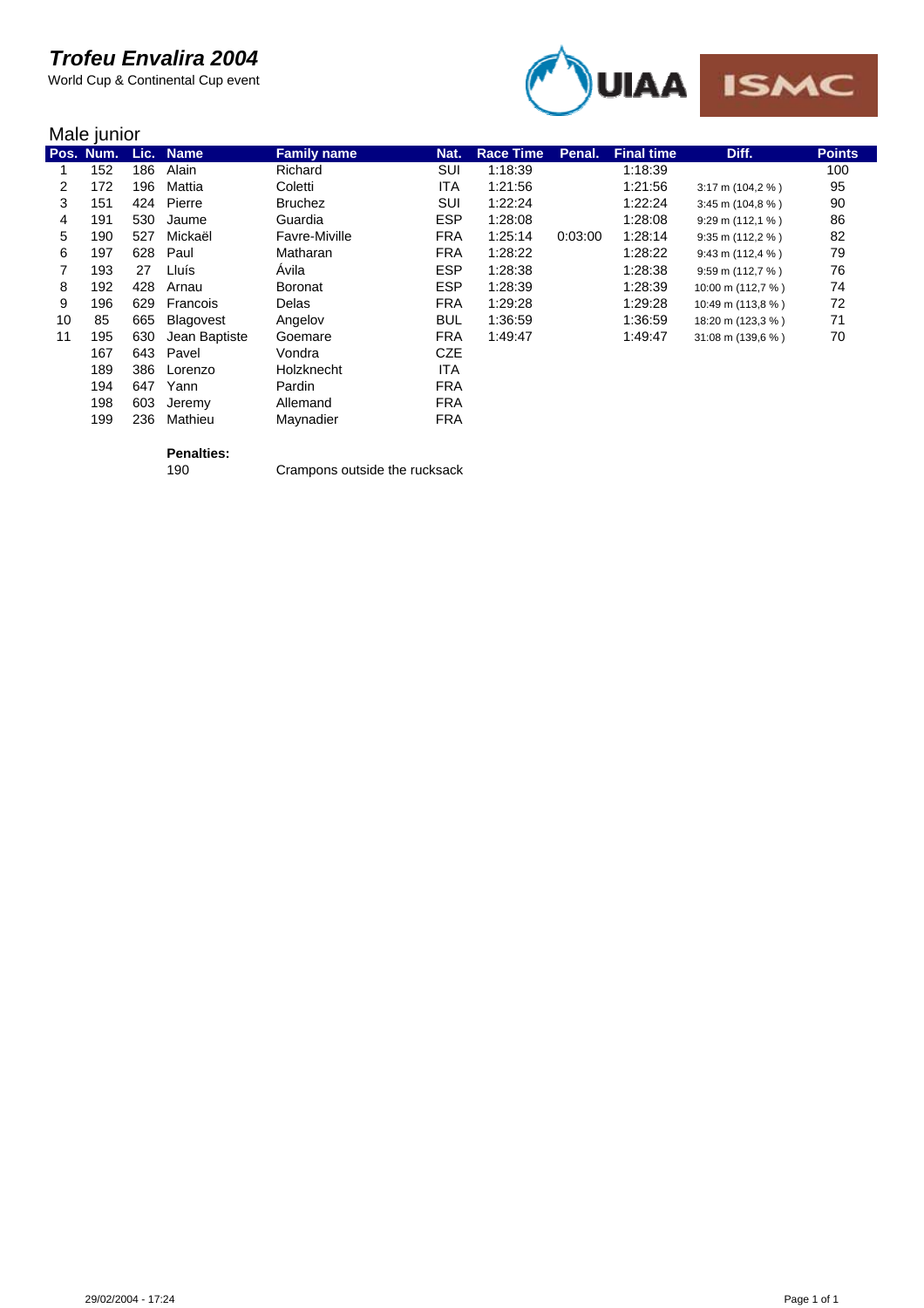# Trofeu Envalira 2004

World Cup & Continental Cup event

## Male junior

| Pos. | Num. | Lic. | Name | Family name | Nat. | Race Time | Penal. | Final time | Diff. | Points |
|---|---|---|---|---|---|---|---|---|---|---|
| 1 | 152 | 186 | Alain | Richard | SUI | 1:18:39 | | 1:18:39 | | 100 |
| 2 | 172 | 196 | Mattia | Coletti | ITA | 1:21:56 | | 1:21:56 | 3:17 m (104,2 % ) | 95 |
| 3 | 151 | 424 | Pierre | Bruchez | SUI | 1:22:24 | | 1:22:24 | 3:45 m (104,8 % ) | 90 |
| 4 | 191 | 530 | Jaume | Guardia | ESP | 1:28:08 | | 1:28:08 | 9:29 m (112,1 % ) | 86 |
| 5 | 190 | 527 | Mickaël | Favre-Miville | FRA | 1:25:14 | 0:03:00 | 1:28:14 | 9:35 m (112,2 % ) | 82 |
| 6 | 197 | 628 | Paul | Matharan | FRA | 1:28:22 | | 1:28:22 | 9:43 m (112,4 % ) | 79 |
| 7 | 193 | 27 | Lluís | Ávila | ESP | 1:28:38 | | 1:28:38 | 9:59 m (112,7 % ) | 76 |
| 8 | 192 | 428 | Arnau | Boronat | ESP | 1:28:39 | | 1:28:39 | 10:00 m (112,7 % ) | 74 |
| 9 | 196 | 629 | Francois | Delas | FRA | 1:29:28 | | 1:29:28 | 10:49 m (113,8 % ) | 72 |
| 10 | 85 | 665 | Blagovest | Angelov | BUL | 1:36:59 | | 1:36:59 | 18:20 m (123,3 % ) | 71 |
| 11 | 195 | 630 | Jean Baptiste | Goemare | FRA | 1:49:47 | | 1:49:47 | 31:08 m (139,6 % ) | 70 |
| | 167 | 643 | Pavel | Vondra | CZE | | | | | |
| | 189 | 386 | Lorenzo | Holzknecht | ITA | | | | | |
| | 194 | 647 | Yann | Pardin | FRA | | | | | |
| | 198 | 603 | Jeremy | Allemand | FRA | | | | | |
| | 199 | 236 | Mathieu | Maynadier | FRA | | | | | |

**Penalties:**

190 — Crampons outside the rucksack

29/02/2004 - 17:24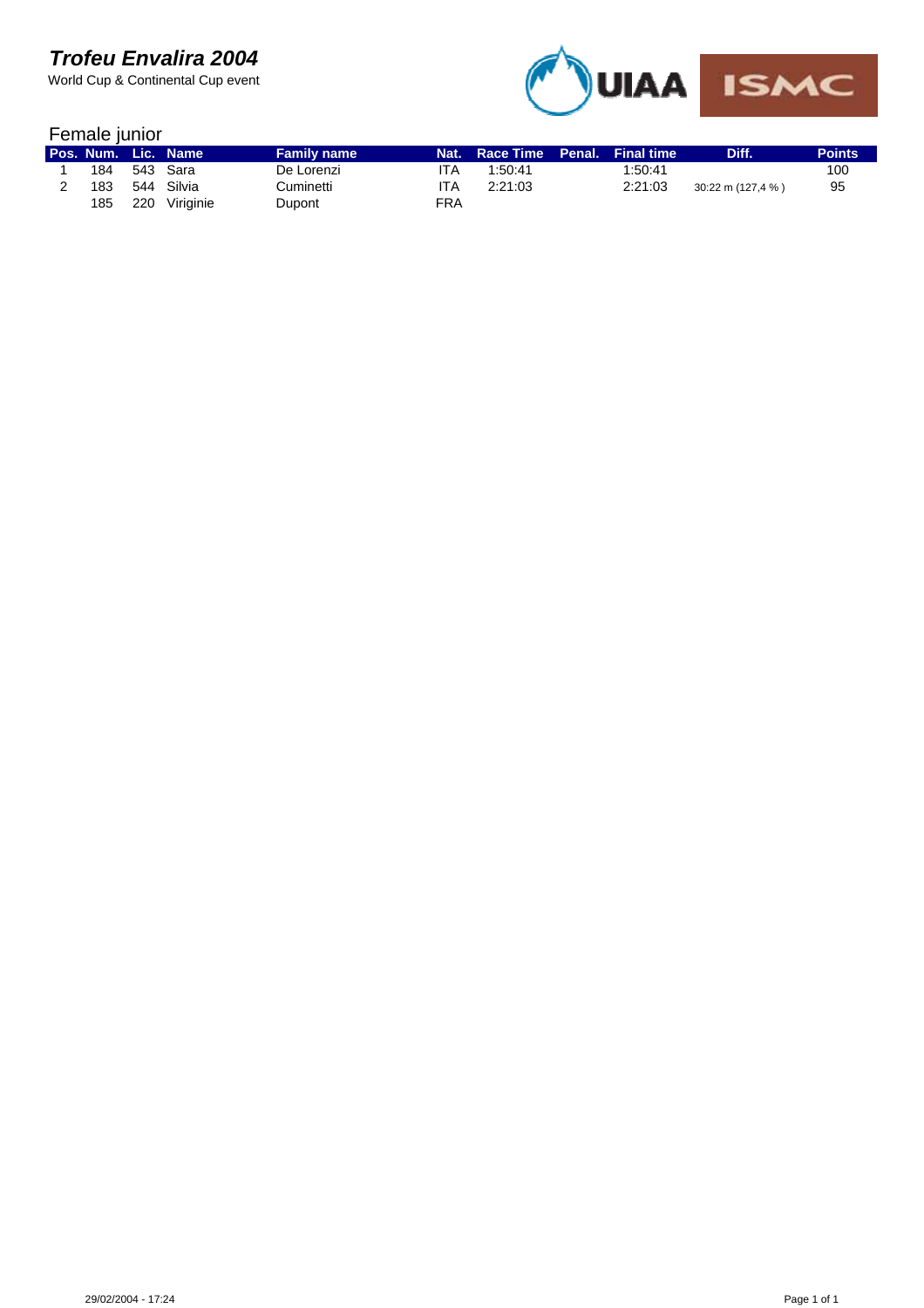# Trofeu Envalira 2004

World Cup & Continental Cup event

## Female junior

| Pos. | Num. | Lic. | Name | Family name | Nat. | Race Time | Penal. | Final time | Diff. | Points |
|---|---|---|---|---|---|---|---|---|---|---|
| 1 | 184 | 543 | Sara | De Lorenzi | ITA | 1:50:41 | | 1:50:41 | | 100 |
| 2 | 183 | 544 | Silvia | Cuminetti | ITA | 2:21:03 | | 2:21:03 | 30:22 m (127,4 % ) | 95 |
| | 185 | 220 | Viriginie | Dupont | FRA | | | | | |

29/02/2004 - 17:24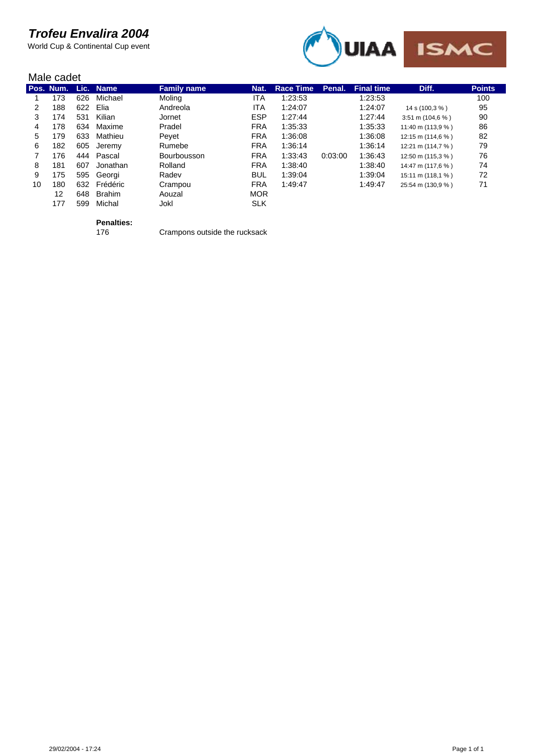# *Trofeu Envalira 2004*

World Cup & Continental Cup event

## Male cadet

| Pos. | Num. | Lic. | Name | Family name | Nat. | Race Time | Penal. | Final time | Diff. | Points |
|---|---|---|---|---|---|---|---|---|---|---|
| 1 | 173 | 626 | Michael | Moling | ITA | 1:23:53 | | 1:23:53 | | 100 |
| 2 | 188 | 622 | Elia | Andreola | ITA | 1:24:07 | | 1:24:07 | 14 s (100,3 % ) | 95 |
| 3 | 174 | 531 | Kilian | Jornet | ESP | 1:27:44 | | 1:27:44 | 3:51 m (104,6 % ) | 90 |
| 4 | 178 | 634 | Maxime | Pradel | FRA | 1:35:33 | | 1:35:33 | 11:40 m (113,9 % ) | 86 |
| 5 | 179 | 633 | Mathieu | Peyet | FRA | 1:36:08 | | 1:36:08 | 12:15 m (114,6 % ) | 82 |
| 6 | 182 | 605 | Jeremy | Rumebe | FRA | 1:36:14 | | 1:36:14 | 12:21 m (114,7 % ) | 79 |
| 7 | 176 | 444 | Pascal | Bourbousson | FRA | 1:33:43 | 0:03:00 | 1:36:43 | 12:50 m (115,3 % ) | 76 |
| 8 | 181 | 607 | Jonathan | Rolland | FRA | 1:38:40 | | 1:38:40 | 14:47 m (117,6 % ) | 74 |
| 9 | 175 | 595 | Georgi | Radev | BUL | 1:39:04 | | 1:39:04 | 15:11 m (118,1 % ) | 72 |
| 10 | 180 | 632 | Frédéric | Crampou | FRA | 1:49:47 | | 1:49:47 | 25:54 m (130,9 % ) | 71 |
| | 12 | 648 | Brahim | Aouzal | MOR | | | | | |
| | 177 | 599 | Michal | Jokl | SLK | | | | | |

**Penalties:**

| | |
|---|---|
| 176 | Crampons outside the rucksack |

29/02/2004 - 17:24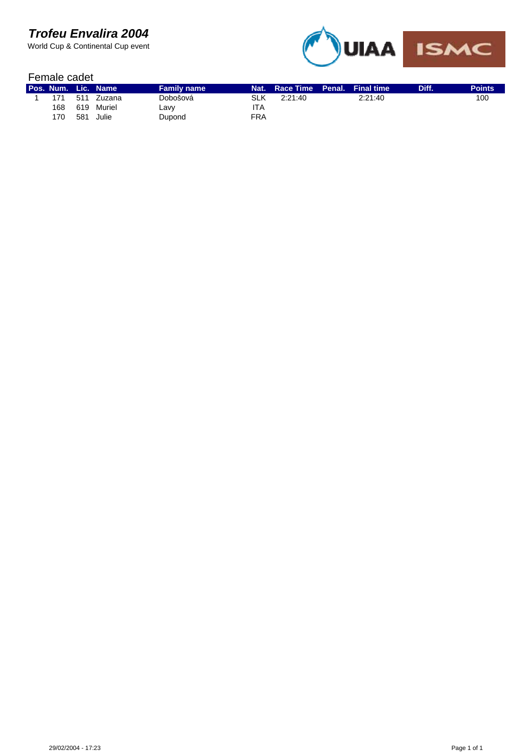# *Trofeu Envalira 2004*

World Cup & Continental Cup event

UIAA ISMC

## Female cadet

| Pos. | Num. | Lic. | Name | Family name | Nat. | Race Time | Penal. | Final time | Diff. | Points |
|---|---|---|---|---|---|---|---|---|---|---|
| 1 | 171 | 511 | Zuzana | Dobošová | SLK | 2:21:40 | | 2:21:40 | | 100 |
| | 168 | 619 | Muriel | Lavy | ITA | | | | | |
| | 170 | 581 | Julie | Dupond | FRA | | | | | |

29/02/2004 - 17:23